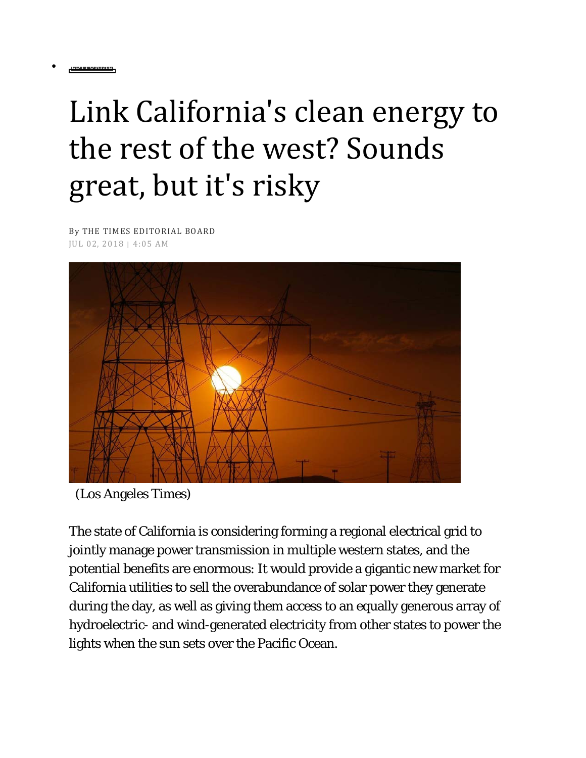- EDITORIAL

# Link California's clean energy to the rest of the west? Sounds great, but it's risky

By THE TIMES EDITORIAL BOARD
JUL 02, 2018 | 4:05 AM

(Los Angeles Times)

The state of California is considering forming a regional electrical grid to jointly manage power transmission in multiple western states, and the potential benefits are enormous: It would provide a gigantic new market for California utilities to sell the overabundance of solar power they generate during the day, as well as giving them access to an equally generous array of hydroelectric- and wind-generated electricity from other states to power the lights when the sun sets over the Pacific Ocean.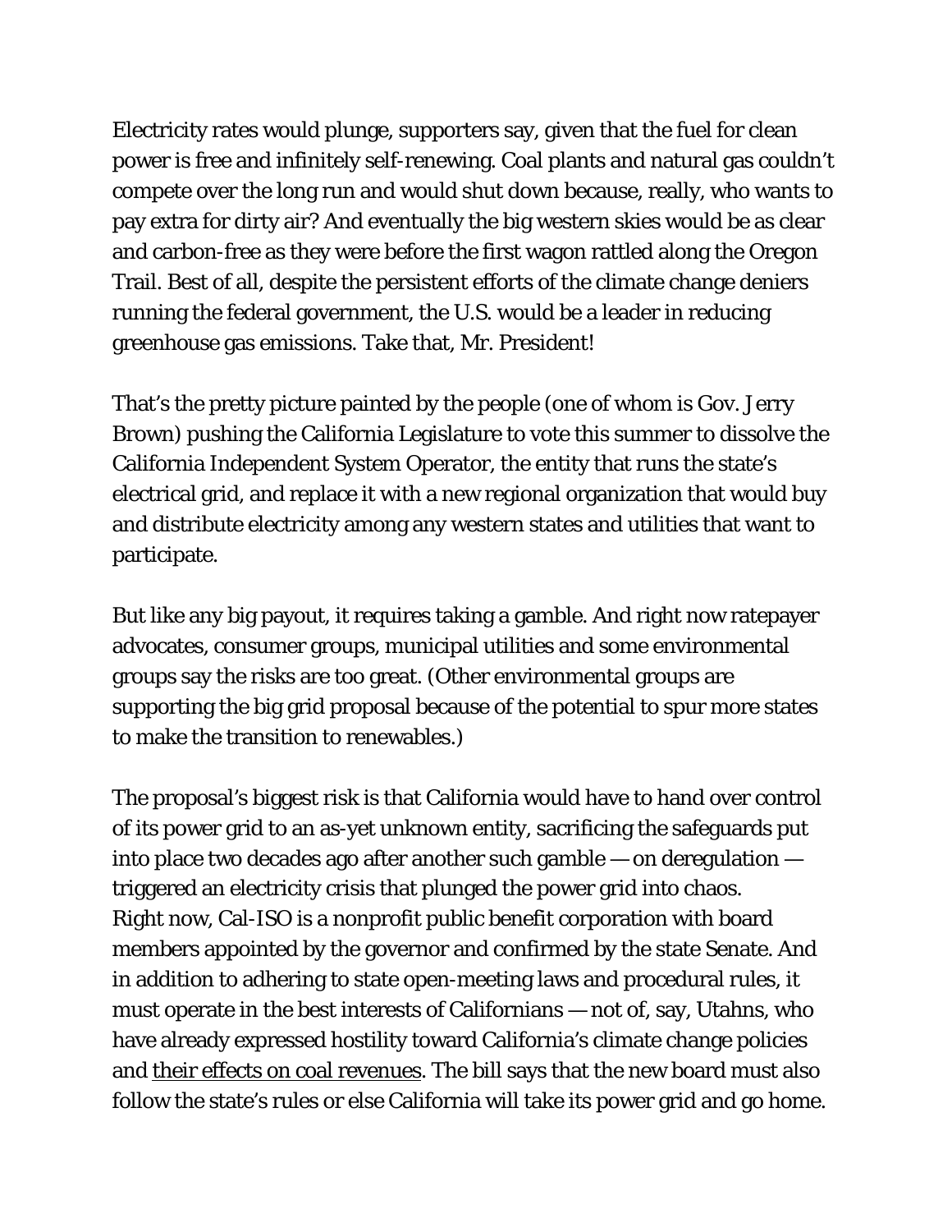Electricity rates would plunge, supporters say, given that the fuel for clean power is free and infinitely self-renewing. Coal plants and natural gas couldn't compete over the long run and would shut down because, really, who wants to pay extra for dirty air? And eventually the big western skies would be as clear and carbon-free as they were before the first wagon rattled along the Oregon Trail. Best of all, despite the persistent efforts of the climate change deniers running the federal government, the U.S. would be a leader in reducing greenhouse gas emissions. Take that, Mr. President!

That's the pretty picture painted by the people (one of whom is Gov. Jerry Brown) pushing the California Legislature to vote this summer to dissolve the California Independent System Operator, the entity that runs the state's electrical grid, and replace it with a new regional organization that would buy and distribute electricity among any western states and utilities that want to participate.

But like any big payout, it requires taking a gamble. And right now ratepayer advocates, consumer groups, municipal utilities and some environmental groups say the risks are too great. (Other environmental groups are supporting the big grid proposal because of the potential to spur more states to make the transition to renewables.)

The proposal's biggest risk is that California would have to hand over control of its power grid to an as-yet unknown entity, sacrificing the safeguards put into place two decades ago after another such gamble — on deregulation — triggered an electricity crisis that plunged the power grid into chaos. Right now, Cal-ISO is a nonprofit public benefit corporation with board members appointed by the governor and confirmed by the state Senate. And in addition to adhering to state open-meeting laws and procedural rules, it must operate in the best interests of Californians — not of, say, Utahns, who have already expressed hostility toward California's climate change policies and their effects on coal revenues. The bill says that the new board must also follow the state's rules or else California will take its power grid and go home.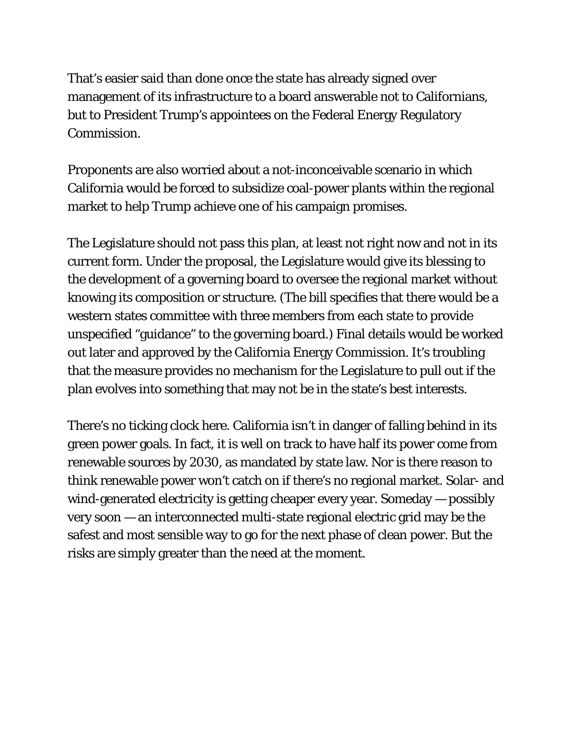That's easier said than done once the state has already signed over management of its infrastructure to a board answerable not to Californians, but to President Trump's appointees on the Federal Energy Regulatory Commission.

Proponents are also worried about a not-inconceivable scenario in which California would be forced to subsidize coal-power plants within the regional market to help Trump achieve one of his campaign promises.

The Legislature should not pass this plan, at least not right now and not in its current form. Under the proposal, the Legislature would give its blessing to the development of a governing board to oversee the regional market without knowing its composition or structure. (The bill specifies that there would be a western states committee with three members from each state to provide unspecified "guidance" to the governing board.) Final details would be worked out later and approved by the California Energy Commission. It's troubling that the measure provides no mechanism for the Legislature to pull out if the plan evolves into something that may not be in the state's best interests.

There's no ticking clock here. California isn't in danger of falling behind in its green power goals. In fact, it is well on track to have half its power come from renewable sources by 2030, as mandated by state law. Nor is there reason to think renewable power won't catch on if there's no regional market. Solar- and wind-generated electricity is getting cheaper every year. Someday — possibly very soon — an interconnected multi-state regional electric grid may be the safest and most sensible way to go for the next phase of clean power. But the risks are simply greater than the need at the moment.